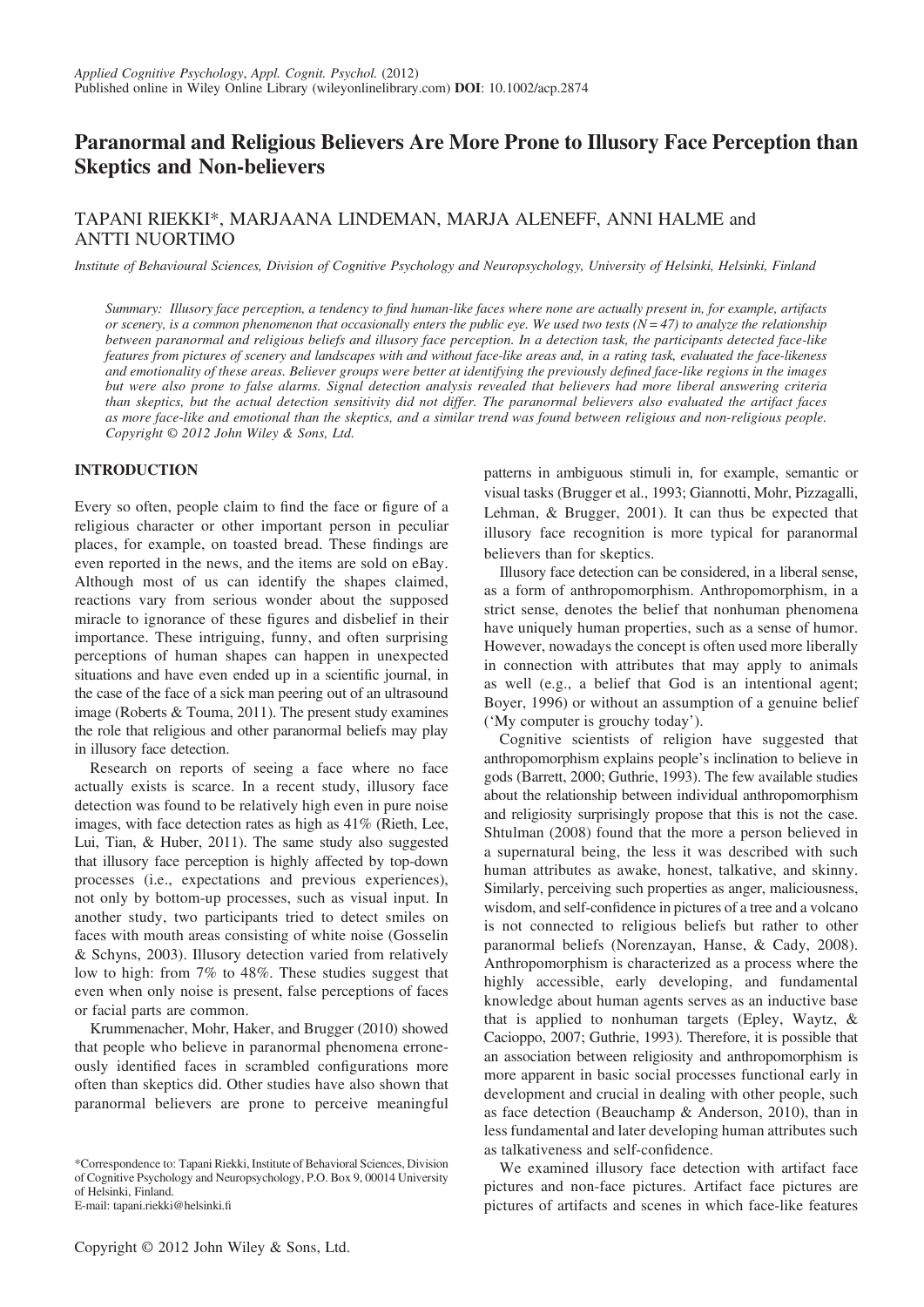# Paranormal and Religious Believers Are More Prone to Illusory Face Perception than Skeptics and Non-believers

TAPANI RIEKKI*, MARJAANA LINDEMAN, MARJA ALENEFF, ANNI HALME and ANTTI NUORTIMO

*Institute of Behavioural Sciences, Division of Cognitive Psychology and Neuropsychology, University of Helsinki, Helsinki, Finland*

*Summary: Illusory face perception, a tendency to find human-like faces where none are actually present in, for example, artifacts or scenery, is a common phenomenon that occasionally enters the public eye. We used two tests (N = 47) to analyze the relationship between paranormal and religious beliefs and illusory face perception. In a detection task, the participants detected face-like features from pictures of scenery and landscapes with and without face-like areas and, in a rating task, evaluated the face-likeness and emotionality of these areas. Believer groups were better at identifying the previously defined face-like regions in the images but were also prone to false alarms. Signal detection analysis revealed that believers had more liberal answering criteria than skeptics, but the actual detection sensitivity did not differ. The paranormal believers also evaluated the artifact faces as more face-like and emotional than the skeptics, and a similar trend was found between religious and non-religious people. Copyright © 2012 John Wiley & Sons, Ltd.*

## INTRODUCTION

Every so often, people claim to find the face or figure of a religious character or other important person in peculiar places, for example, on toasted bread. These findings are even reported in the news, and the items are sold on eBay. Although most of us can identify the shapes claimed, reactions vary from serious wonder about the supposed miracle to ignorance of these figures and disbelief in their importance. These intriguing, funny, and often surprising perceptions of human shapes can happen in unexpected situations and have even ended up in a scientific journal, in the case of the face of a sick man peering out of an ultrasound image (Roberts & Touma, 2011). The present study examines the role that religious and other paranormal beliefs may play in illusory face detection.

Research on reports of seeing a face where no face actually exists is scarce. In a recent study, illusory face detection was found to be relatively high even in pure noise images, with face detection rates as high as 41% (Rieth, Lee, Lui, Tian, & Huber, 2011). The same study also suggested that illusory face perception is highly affected by top-down processes (i.e., expectations and previous experiences), not only by bottom-up processes, such as visual input. In another study, two participants tried to detect smiles on faces with mouth areas consisting of white noise (Gosselin & Schyns, 2003). Illusory detection varied from relatively low to high: from 7% to 48%. These studies suggest that even when only noise is present, false perceptions of faces or facial parts are common.

Krummenacher, Mohr, Haker, and Brugger (2010) showed that people who believe in paranormal phenomena erroneously identified faces in scrambled configurations more often than skeptics did. Other studies have also shown that paranormal believers are prone to perceive meaningful patterns in ambiguous stimuli in, for example, semantic or visual tasks (Brugger et al., 1993; Giannotti, Mohr, Pizzagalli, Lehman, & Brugger, 2001). It can thus be expected that illusory face recognition is more typical for paranormal believers than for skeptics.

Illusory face detection can be considered, in a liberal sense, as a form of anthropomorphism. Anthropomorphism, in a strict sense, denotes the belief that nonhuman phenomena have uniquely human properties, such as a sense of humor. However, nowadays the concept is often used more liberally in connection with attributes that may apply to animals as well (e.g., a belief that God is an intentional agent; Boyer, 1996) or without an assumption of a genuine belief ('My computer is grouchy today').

Cognitive scientists of religion have suggested that anthropomorphism explains people's inclination to believe in gods (Barrett, 2000; Guthrie, 1993). The few available studies about the relationship between individual anthropomorphism and religiosity surprisingly propose that this is not the case. Shtulman (2008) found that the more a person believed in a supernatural being, the less it was described with such human attributes as awake, honest, talkative, and skinny. Similarly, perceiving such properties as anger, maliciousness, wisdom, and self-confidence in pictures of a tree and a volcano is not connected to religious beliefs but rather to other paranormal beliefs (Norenzayan, Hanse, & Cady, 2008). Anthropomorphism is characterized as a process where the highly accessible, early developing, and fundamental knowledge about human agents serves as an inductive base that is applied to nonhuman targets (Epley, Waytz, & Cacioppo, 2007; Guthrie, 1993). Therefore, it is possible that an association between religiosity and anthropomorphism is more apparent in basic social processes functional early in development and crucial in dealing with other people, such as face detection (Beauchamp & Anderson, 2010), than in less fundamental and later developing human attributes such as talkativeness and self-confidence.

We examined illusory face detection with artifact face pictures and non-face pictures. Artifact face pictures are pictures of artifacts and scenes in which face-like features

*Correspondence to: Tapani Riekki, Institute of Behavioral Sciences, Division of Cognitive Psychology and Neuropsychology, P.O. Box 9, 00014 University of Helsinki, Finland.
E-mail: tapani.riekki@helsinki.fi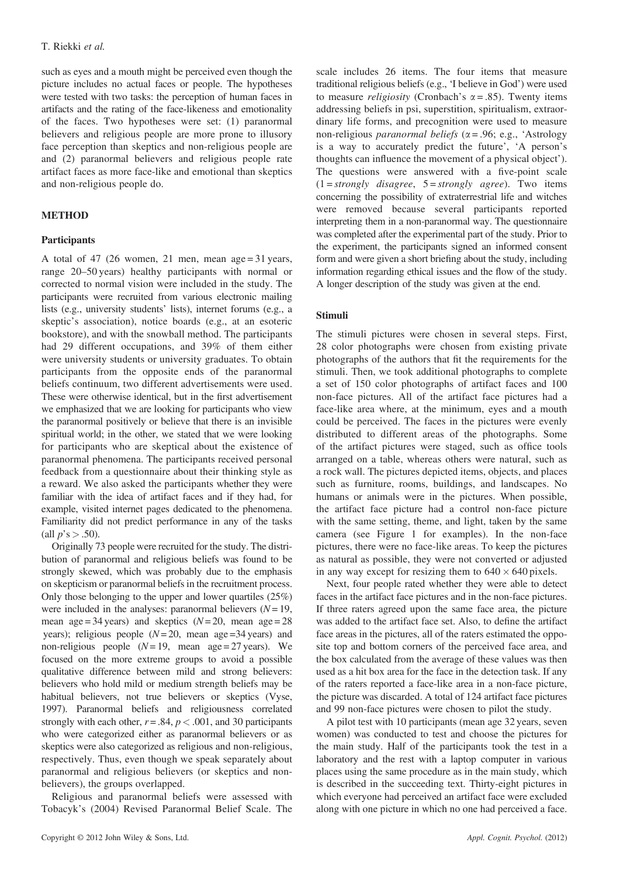such as eyes and a mouth might be perceived even though the picture includes no actual faces or people. The hypotheses were tested with two tasks: the perception of human faces in artifacts and the rating of the face-likeness and emotionality of the faces. Two hypotheses were set: (1) paranormal believers and religious people are more prone to illusory face perception than skeptics and non-religious people are and (2) paranormal believers and religious people rate artifact faces as more face-like and emotional than skeptics and non-religious people do.

## METHOD

### Participants

A total of 47 (26 women, 21 men, mean age = 31 years, range 20–50 years) healthy participants with normal or corrected to normal vision were included in the study. The participants were recruited from various electronic mailing lists (e.g., university students' lists), internet forums (e.g., a skeptic's association), notice boards (e.g., at an esoteric bookstore), and with the snowball method. The participants had 29 different occupations, and 39% of them either were university students or university graduates. To obtain participants from the opposite ends of the paranormal beliefs continuum, two different advertisements were used. These were otherwise identical, but in the first advertisement we emphasized that we are looking for participants who view the paranormal positively or believe that there is an invisible spiritual world; in the other, we stated that we were looking for participants who are skeptical about the existence of paranormal phenomena. The participants received personal feedback from a questionnaire about their thinking style as a reward. We also asked the participants whether they were familiar with the idea of artifact faces and if they had, for example, visited internet pages dedicated to the phenomena. Familiarity did not predict performance in any of the tasks (all $p$'s $> .50$).

Originally 73 people were recruited for the study. The distribution of paranormal and religious beliefs was found to be strongly skewed, which was probably due to the emphasis on skepticism or paranormal beliefs in the recruitment process. Only those belonging to the upper and lower quartiles (25%) were included in the analyses: paranormal believers ($N = 19$, mean age = 34 years) and skeptics ($N = 20$, mean age = 28 years); religious people ($N = 20$, mean age = 34 years) and non-religious people ($N = 19$, mean age = 27 years). We focused on the more extreme groups to avoid a possible qualitative difference between mild and strong believers: believers who hold mild or medium strength beliefs may be habitual believers, not true believers or skeptics (Vyse, 1997). Paranormal beliefs and religiousness correlated strongly with each other, $r = .84$, $p < .001$, and 30 participants who were categorized either as paranormal believers or as skeptics were also categorized as religious and non-religious, respectively. Thus, even though we speak separately about paranormal and religious believers (or skeptics and non-believers), the groups overlapped.

Religious and paranormal beliefs were assessed with Tobacyk's (2004) Revised Paranormal Belief Scale. The scale includes 26 items. The four items that measure traditional religious beliefs (e.g., 'I believe in God') were used to measure *religiosity* (Cronbach's $\alpha = .85$). Twenty items addressing beliefs in psi, superstition, spiritualism, extraordinary life forms, and precognition were used to measure non-religious *paranormal beliefs* ($\alpha = .96$; e.g., 'Astrology is a way to accurately predict the future', 'A person's thoughts can influence the movement of a physical object'). The questions were answered with a five-point scale (1 = *strongly disagree*, 5 = *strongly agree*). Two items concerning the possibility of extraterrestrial life and witches were removed because several participants reported interpreting them in a non-paranormal way. The questionnaire was completed after the experimental part of the study. Prior to the experiment, the participants signed an informed consent form and were given a short briefing about the study, including information regarding ethical issues and the flow of the study. A longer description of the study was given at the end.

### Stimuli

The stimuli pictures were chosen in several steps. First, 28 color photographs were chosen from existing private photographs of the authors that fit the requirements for the stimuli. Then, we took additional photographs to complete a set of 150 color photographs of artifact faces and 100 non-face pictures. All of the artifact face pictures had a face-like area where, at the minimum, eyes and a mouth could be perceived. The faces in the pictures were evenly distributed to different areas of the photographs. Some of the artifact pictures were staged, such as office tools arranged on a table, whereas others were natural, such as a rock wall. The pictures depicted items, objects, and places such as furniture, rooms, buildings, and landscapes. No humans or animals were in the pictures. When possible, the artifact face picture had a control non-face picture with the same setting, theme, and light, taken by the same camera (see Figure 1 for examples). In the non-face pictures, there were no face-like areas. To keep the pictures as natural as possible, they were not converted or adjusted in any way except for resizing them to $640 \times 640$ pixels.

Next, four people rated whether they were able to detect faces in the artifact face pictures and in the non-face pictures. If three raters agreed upon the same face area, the picture was added to the artifact face set. Also, to define the artifact face areas in the pictures, all of the raters estimated the opposite top and bottom corners of the perceived face area, and the box calculated from the average of these values was then used as a hit box area for the face in the detection task. If any of the raters reported a face-like area in a non-face picture, the picture was discarded. A total of 124 artifact face pictures and 99 non-face pictures were chosen to pilot the study.

A pilot test with 10 participants (mean age 32 years, seven women) was conducted to test and choose the pictures for the main study. Half of the participants took the test in a laboratory and the rest with a laptop computer in various places using the same procedure as in the main study, which is described in the succeeding text. Thirty-eight pictures in which everyone had perceived an artifact face were excluded along with one picture in which no one had perceived a face.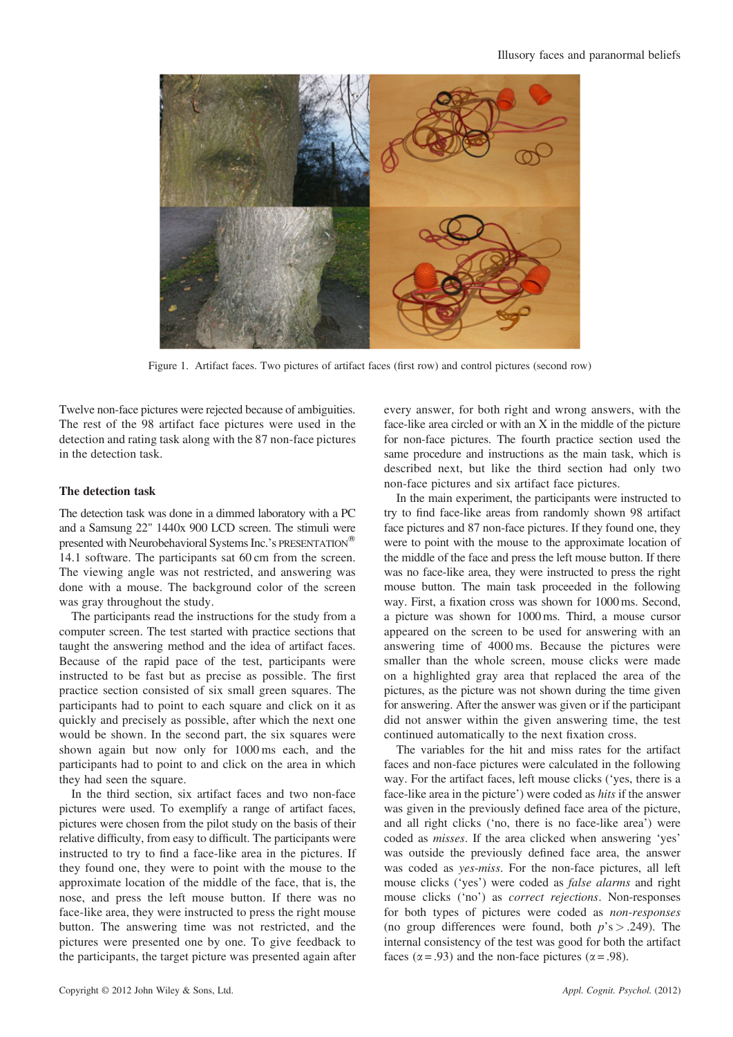Figure 1. Artifact faces. Two pictures of artifact faces (first row) and control pictures (second row)

Twelve non-face pictures were rejected because of ambiguities. The rest of the 98 artifact face pictures were used in the detection and rating task along with the 87 non-face pictures in the detection task.

### The detection task

The detection task was done in a dimmed laboratory with a PC and a Samsung 22" 1440x 900 LCD screen. The stimuli were presented with Neurobehavioral Systems Inc.'s PRESENTATION® 14.1 software. The participants sat 60 cm from the screen. The viewing angle was not restricted, and answering was done with a mouse. The background color of the screen was gray throughout the study.

The participants read the instructions for the study from a computer screen. The test started with practice sections that taught the answering method and the idea of artifact faces. Because of the rapid pace of the test, participants were instructed to be fast but as precise as possible. The first practice section consisted of six small green squares. The participants had to point to each square and click on it as quickly and precisely as possible, after which the next one would be shown. In the second part, the six squares were shown again but now only for 1000 ms each, and the participants had to point to and click on the area in which they had seen the square.

In the third section, six artifact faces and two non-face pictures were used. To exemplify a range of artifact faces, pictures were chosen from the pilot study on the basis of their relative difficulty, from easy to difficult. The participants were instructed to try to find a face-like area in the pictures. If they found one, they were to point with the mouse to the approximate location of the middle of the face, that is, the nose, and press the left mouse button. If there was no face-like area, they were instructed to press the right mouse button. The answering time was not restricted, and the pictures were presented one by one. To give feedback to the participants, the target picture was presented again after every answer, for both right and wrong answers, with the face-like area circled or with an X in the middle of the picture for non-face pictures. The fourth practice section used the same procedure and instructions as the main task, which is described next, but like the third section had only two non-face pictures and six artifact face pictures.

In the main experiment, the participants were instructed to try to find face-like areas from randomly shown 98 artifact face pictures and 87 non-face pictures. If they found one, they were to point with the mouse to the approximate location of the middle of the face and press the left mouse button. If there was no face-like area, they were instructed to press the right mouse button. The main task proceeded in the following way. First, a fixation cross was shown for 1000 ms. Second, a picture was shown for 1000 ms. Third, a mouse cursor appeared on the screen to be used for answering with an answering time of 4000 ms. Because the pictures were smaller than the whole screen, mouse clicks were made on a highlighted gray area that replaced the area of the pictures, as the picture was not shown during the time given for answering. After the answer was given or if the participant did not answer within the given answering time, the test continued automatically to the next fixation cross.

The variables for the hit and miss rates for the artifact faces and non-face pictures were calculated in the following way. For the artifact faces, left mouse clicks ('yes, there is a face-like area in the picture') were coded as *hits* if the answer was given in the previously defined face area of the picture, and all right clicks ('no, there is no face-like area') were coded as *misses*. If the area clicked when answering 'yes' was outside the previously defined face area, the answer was coded as *yes-miss*. For the non-face pictures, all left mouse clicks ('yes') were coded as *false alarms* and right mouse clicks ('no') as *correct rejections*. Non-responses for both types of pictures were coded as *non-responses* (no group differences were found, both $p$'s $> .249$). The internal consistency of the test was good for both the artifact faces ($\alpha = .93$) and the non-face pictures ($\alpha = .98$).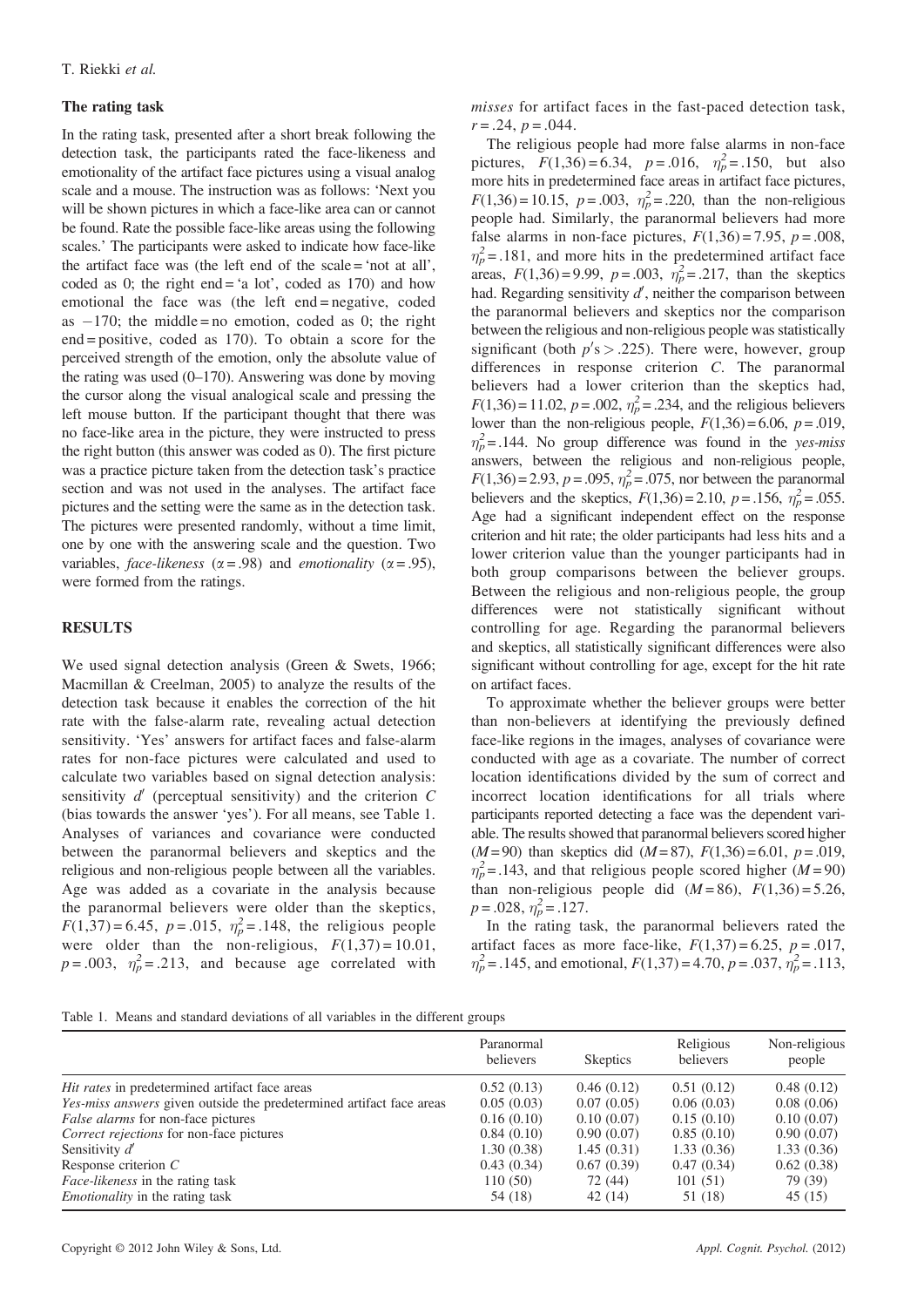### The rating task

In the rating task, presented after a short break following the detection task, the participants rated the face-likeness and emotionality of the artifact face pictures using a visual analog scale and a mouse. The instruction was as follows: 'Next you will be shown pictures in which a face-like area can or cannot be found. Rate the possible face-like areas using the following scales.' The participants were asked to indicate how face-like the artifact face was (the left end of the scale = 'not at all', coded as 0; the right end = 'a lot', coded as 170) and how emotional the face was (the left end = negative, coded as −170; the middle = no emotion, coded as 0; the right end = positive, coded as 170). To obtain a score for the perceived strength of the emotion, only the absolute value of the rating was used (0–170). Answering was done by moving the cursor along the visual analogical scale and pressing the left mouse button. If the participant thought that there was no face-like area in the picture, they were instructed to press the right button (this answer was coded as 0). The first picture was a practice picture taken from the detection task's practice section and was not used in the analyses. The artifact face pictures and the setting were the same as in the detection task. The pictures were presented randomly, without a time limit, one by one with the answering scale and the question. Two variables, *face-likeness* ($\alpha = .98$) and *emotionality* ($\alpha = .95$), were formed from the ratings.

## RESULTS

We used signal detection analysis (Green & Swets, 1966; Macmillan & Creelman, 2005) to analyze the results of the detection task because it enables the correction of the hit rate with the false-alarm rate, revealing actual detection sensitivity. 'Yes' answers for artifact faces and false-alarm rates for non-face pictures were calculated and used to calculate two variables based on signal detection analysis: sensitivity $d'$ (perceptual sensitivity) and the criterion $C$ (bias towards the answer 'yes'). For all means, see Table 1. Analyses of variances and covariance were conducted between the paranormal believers and skeptics and the religious and non-religious people between all the variables. Age was added as a covariate in the analysis because the paranormal believers were older than the skeptics, $F(1,37) = 6.45$, $p = .015$, $\eta_p^2 = .148$, the religious people were older than the non-religious, $F(1,37) = 10.01$, $p = .003$, $\eta_p^2 = .213$, and because age correlated with *misses* for artifact faces in the fast-paced detection task, $r = .24$, $p = .044$.

The religious people had more false alarms in non-face pictures, $F(1,36) = 6.34$, $p = .016$, $\eta_p^2 = .150$, but also more hits in predetermined face areas in artifact face pictures, $F(1,36) = 10.15$, $p = .003$, $\eta_p^2 = .220$, than the non-religious people had. Similarly, the paranormal believers had more false alarms in non-face pictures, $F(1,36) = 7.95$, $p = .008$, $\eta_p^2 = .181$, and more hits in the predetermined artifact face areas, $F(1,36) = 9.99$, $p = .003$, $\eta_p^2 = .217$, than the skeptics had. Regarding sensitivity $d'$, neither the comparison between the paranormal believers and skeptics nor the comparison between the religious and non-religious people was statistically significant (both $p$'s $> .225$). There were, however, group differences in response criterion $C$. The paranormal believers had a lower criterion than the skeptics had, $F(1,36) = 11.02$, $p = .002$, $\eta_p^2 = .234$, and the religious believers lower than the non-religious people, $F(1,36) = 6.06$, $p = .019$, $\eta_p^2 = .144$. No group difference was found in the *yes-miss* answers, between the religious and non-religious people, $F(1,36) = 2.93$, $p = .095$, $\eta_p^2 = .075$, nor between the paranormal believers and the skeptics, $F(1,36) = 2.10$, $p = .156$, $\eta_p^2 = .055$. Age had a significant independent effect on the response criterion and hit rate; the older participants had less hits and a lower criterion value than the younger participants had in both group comparisons between the believer groups. Between the religious and non-religious people, the group differences were not statistically significant without controlling for age. Regarding the paranormal believers and skeptics, all statistically significant differences were also significant without controlling for age, except for the hit rate on artifact faces.

To approximate whether the believer groups were better than non-believers at identifying the previously defined face-like regions in the images, analyses of covariance were conducted with age as a covariate. The number of correct location identifications divided by the sum of correct and incorrect location identifications for all trials where participants reported detecting a face was the dependent variable. The results showed that paranormal believers scored higher ($M = 90$) than skeptics did ($M = 87$), $F(1,36) = 6.01$, $p = .019$, $\eta_p^2 = .143$, and that religious people scored higher ($M = 90$) than non-religious people did ($M = 86$), $F(1,36) = 5.26$, $p = .028$, $\eta_p^2 = .127$.

In the rating task, the paranormal believers rated the artifact faces as more face-like, $F(1,37) = 6.25$, $p = .017$, $\eta_p^2 = .145$, and emotional, $F(1,37) = 4.70$, $p = .037$, $\eta_p^2 = .113$,

Table 1. Means and standard deviations of all variables in the different groups

| | Paranormal believers | Skeptics | Religious believers | Non-religious people |
|---|---|---|---|---|
| *Hit rates* in predetermined artifact face areas | 0.52 (0.13) | 0.46 (0.12) | 0.51 (0.12) | 0.48 (0.12) |
| *Yes-miss answers* given outside the predetermined artifact face areas | 0.05 (0.03) | 0.07 (0.05) | 0.06 (0.03) | 0.08 (0.06) |
| *False alarms* for non-face pictures | 0.16 (0.10) | 0.10 (0.07) | 0.15 (0.10) | 0.10 (0.07) |
| *Correct rejections* for non-face pictures | 0.84 (0.10) | 0.90 (0.07) | 0.85 (0.10) | 0.90 (0.07) |
| Sensitivity $d'$ | 1.30 (0.38) | 1.45 (0.31) | 1.33 (0.36) | 1.33 (0.36) |
| Response criterion $C$ | 0.43 (0.34) | 0.67 (0.39) | 0.47 (0.34) | 0.62 (0.38) |
| *Face-likeness* in the rating task | 110 (50) | 72 (44) | 101 (51) | 79 (39) |
| *Emotionality* in the rating task | 54 (18) | 42 (14) | 51 (18) | 45 (15) |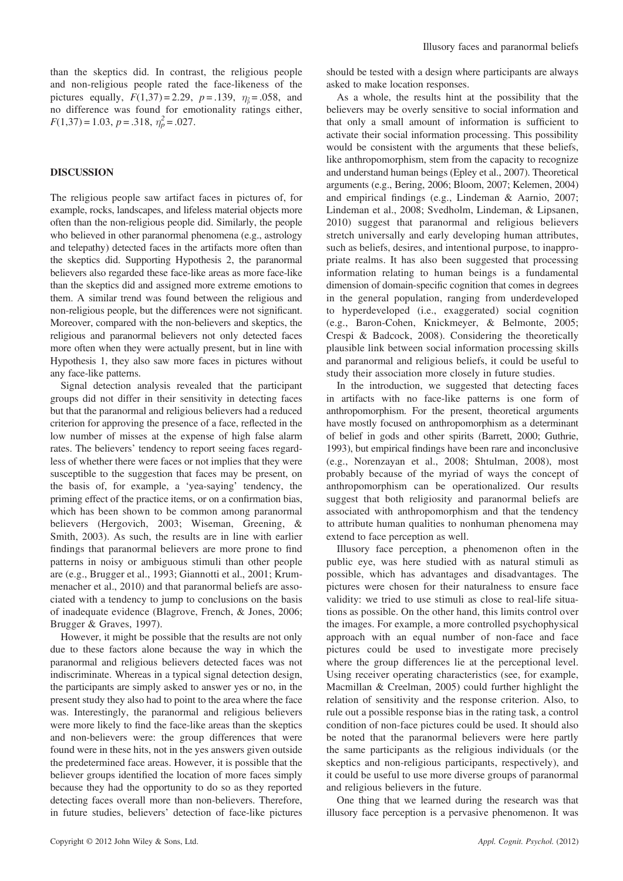than the skeptics did. In contrast, the religious people and non-religious people rated the face-likeness of the pictures equally, $F(1,37) = 2.29$, $p = .139$, $\eta_p^2 = .058$, and no difference was found for emotionality ratings either, $F(1,37) = 1.03$, $p = .318$, $\eta_p^2 = .027$.

## DISCUSSION

The religious people saw artifact faces in pictures of, for example, rocks, landscapes, and lifeless material objects more often than the non-religious people did. Similarly, the people who believed in other paranormal phenomena (e.g., astrology and telepathy) detected faces in the artifacts more often than the skeptics did. Supporting Hypothesis 2, the paranormal believers also regarded these face-like areas as more face-like than the skeptics did and assigned more extreme emotions to them. A similar trend was found between the religious and non-religious people, but the differences were not significant. Moreover, compared with the non-believers and skeptics, the religious and paranormal believers not only detected faces more often when they were actually present, but in line with Hypothesis 1, they also saw more faces in pictures without any face-like patterns.

Signal detection analysis revealed that the participant groups did not differ in their sensitivity in detecting faces but that the paranormal and religious believers had a reduced criterion for approving the presence of a face, reflected in the low number of misses at the expense of high false alarm rates. The believers' tendency to report seeing faces regardless of whether there were faces or not implies that they were susceptible to the suggestion that faces may be present, on the basis of, for example, a 'yea-saying' tendency, the priming effect of the practice items, or on a confirmation bias, which has been shown to be common among paranormal believers (Hergovich, 2003; Wiseman, Greening, & Smith, 2003). As such, the results are in line with earlier findings that paranormal believers are more prone to find patterns in noisy or ambiguous stimuli than other people are (e.g., Brugger et al., 1993; Giannotti et al., 2001; Krummenacher et al., 2010) and that paranormal beliefs are associated with a tendency to jump to conclusions on the basis of inadequate evidence (Blagrove, French, & Jones, 2006; Brugger & Graves, 1997).

However, it might be possible that the results are not only due to these factors alone because the way in which the paranormal and religious believers detected faces was not indiscriminate. Whereas in a typical signal detection design, the participants are simply asked to answer yes or no, in the present study they also had to point to the area where the face was. Interestingly, the paranormal and religious believers were more likely to find the face-like areas than the skeptics and non-believers were: the group differences that were found were in these hits, not in the yes answers given outside the predetermined face areas. However, it is possible that the believer groups identified the location of more faces simply because they had the opportunity to do so as they reported detecting faces overall more than non-believers. Therefore, in future studies, believers' detection of face-like pictures should be tested with a design where participants are always asked to make location responses.

As a whole, the results hint at the possibility that the believers may be overly sensitive to social information and that only a small amount of information is sufficient to activate their social information processing. This possibility would be consistent with the arguments that these beliefs, like anthropomorphism, stem from the capacity to recognize and understand human beings (Epley et al., 2007). Theoretical arguments (e.g., Bering, 2006; Bloom, 2007; Kelemen, 2004) and empirical findings (e.g., Lindeman & Aarnio, 2007; Lindeman et al., 2008; Svedholm, Lindeman, & Lipsanen, 2010) suggest that paranormal and religious believers stretch universally and early developing human attributes, such as beliefs, desires, and intentional purpose, to inappropriate realms. It has also been suggested that processing information relating to human beings is a fundamental dimension of domain-specific cognition that comes in degrees in the general population, ranging from underdeveloped to hyperdeveloped (i.e., exaggerated) social cognition (e.g., Baron-Cohen, Knickmeyer, & Belmonte, 2005; Crespi & Badcock, 2008). Considering the theoretically plausible link between social information processing skills and paranormal and religious beliefs, it could be useful to study their association more closely in future studies.

In the introduction, we suggested that detecting faces in artifacts with no face-like patterns is one form of anthropomorphism. For the present, theoretical arguments have mostly focused on anthropomorphism as a determinant of belief in gods and other spirits (Barrett, 2000; Guthrie, 1993), but empirical findings have been rare and inconclusive (e.g., Norenzayan et al., 2008; Shtulman, 2008), most probably because of the myriad of ways the concept of anthropomorphism can be operationalized. Our results suggest that both religiosity and paranormal beliefs are associated with anthropomorphism and that the tendency to attribute human qualities to nonhuman phenomena may extend to face perception as well.

Illusory face perception, a phenomenon often in the public eye, was here studied with as natural stimuli as possible, which has advantages and disadvantages. The pictures were chosen for their naturalness to ensure face validity: we tried to use stimuli as close to real-life situations as possible. On the other hand, this limits control over the images. For example, a more controlled psychophysical approach with an equal number of non-face and face pictures could be used to investigate more precisely where the group differences lie at the perceptional level. Using receiver operating characteristics (see, for example, Macmillan & Creelman, 2005) could further highlight the relation of sensitivity and the response criterion. Also, to rule out a possible response bias in the rating task, a control condition of non-face pictures could be used. It should also be noted that the paranormal believers were here partly the same participants as the religious individuals (or the skeptics and non-religious participants, respectively), and it could be useful to use more diverse groups of paranormal and religious believers in the future.

One thing that we learned during the research was that illusory face perception is a pervasive phenomenon. It was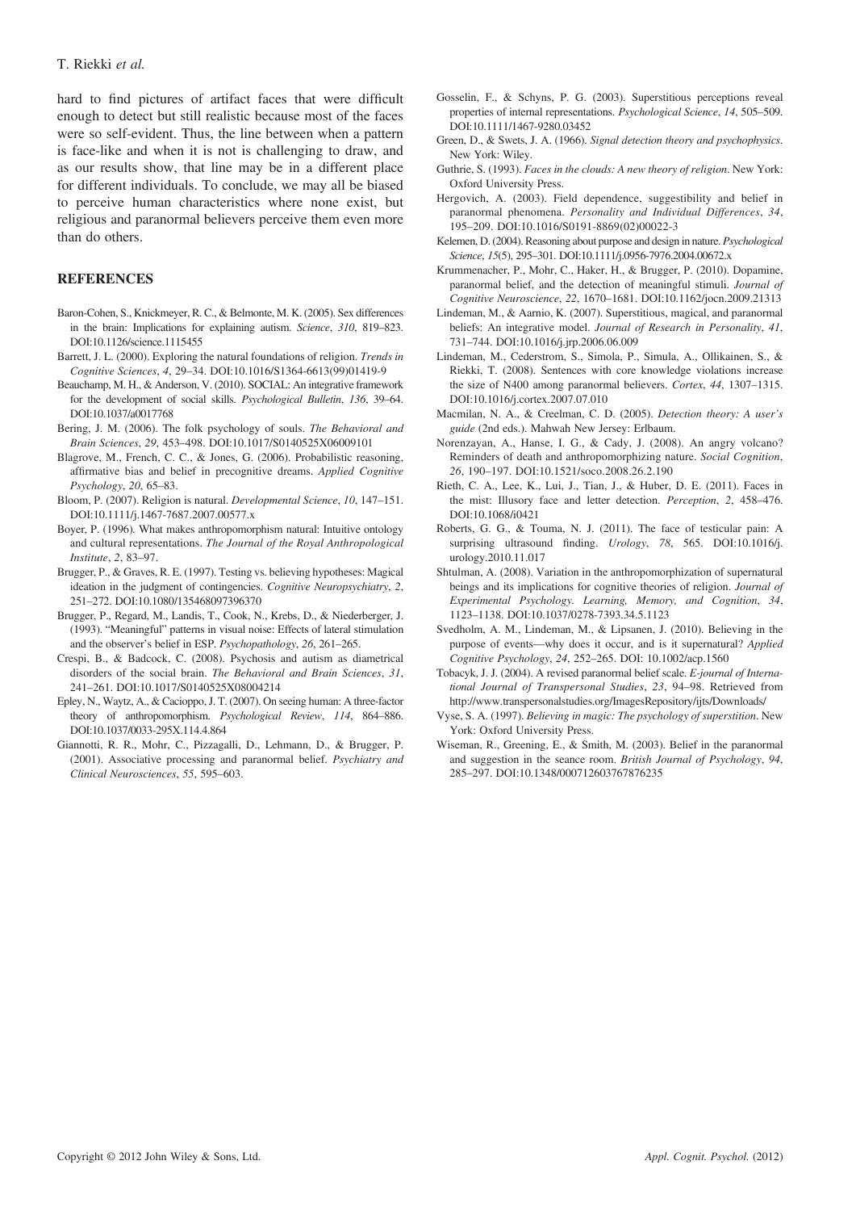hard to find pictures of artifact faces that were difficult enough to detect but still realistic because most of the faces were so self-evident. Thus, the line between when a pattern is face-like and when it is not is challenging to draw, and as our results show, that line may be in a different place for different individuals. To conclude, we may all be biased to perceive human characteristics where none exist, but religious and paranormal believers perceive them even more than do others.

## REFERENCES

Baron-Cohen, S., Knickmeyer, R. C., & Belmonte, M. K. (2005). Sex differences in the brain: Implications for explaining autism. *Science*, *310*, 819–823. DOI:10.1126/science.1115455

Barrett, J. L. (2000). Exploring the natural foundations of religion. *Trends in Cognitive Sciences*, *4*, 29–34. DOI:10.1016/S1364-6613(99)01419-9

Beauchamp, M. H., & Anderson, V. (2010). SOCIAL: An integrative framework for the development of social skills. *Psychological Bulletin*, *136*, 39–64. DOI:10.1037/a0017768

Bering, J. M. (2006). The folk psychology of souls. *The Behavioral and Brain Sciences*, *29*, 453–498. DOI:10.1017/S0140525X06009101

Blagrove, M., French, C. C., & Jones, G. (2006). Probabilistic reasoning, affirmative bias and belief in precognitive dreams. *Applied Cognitive Psychology*, *20*, 65–83.

Bloom, P. (2007). Religion is natural. *Developmental Science*, *10*, 147–151. DOI:10.1111/j.1467-7687.2007.00577.x

Boyer, P. (1996). What makes anthropomorphism natural: Intuitive ontology and cultural representations. *The Journal of the Royal Anthropological Institute*, *2*, 83–97.

Brugger, P., & Graves, R. E. (1997). Testing vs. believing hypotheses: Magical ideation in the judgment of contingencies. *Cognitive Neuropsychiatry*, *2*, 251–272. DOI:10.1080/135468097396370

Brugger, P., Regard, M., Landis, T., Cook, N., Krebs, D., & Niederberger, J. (1993). "Meaningful" patterns in visual noise: Effects of lateral stimulation and the observer's belief in ESP. *Psychopathology*, *26*, 261–265.

Crespi, B., & Badcock, C. (2008). Psychosis and autism as diametrical disorders of the social brain. *The Behavioral and Brain Sciences*, *31*, 241–261. DOI:10.1017/S0140525X08004214

Epley, N., Waytz, A., & Cacioppo, J. T. (2007). On seeing human: A three-factor theory of anthropomorphism. *Psychological Review*, *114*, 864–886. DOI:10.1037/0033-295X.114.4.864

Giannotti, R. R., Mohr, C., Pizzagalli, D., Lehmann, D., & Brugger, P. (2001). Associative processing and paranormal belief. *Psychiatry and Clinical Neurosciences*, *55*, 595–603.

Gosselin, F., & Schyns, P. G. (2003). Superstitious perceptions reveal properties of internal representations. *Psychological Science*, *14*, 505–509. DOI:10.1111/1467-9280.03452

Green, D., & Swets, J. A. (1966). *Signal detection theory and psychophysics*. New York: Wiley.

Guthrie, S. (1993). *Faces in the clouds: A new theory of religion*. New York: Oxford University Press.

Hergovich, A. (2003). Field dependence, suggestibility and belief in paranormal phenomena. *Personality and Individual Differences*, *34*, 195–209. DOI:10.1016/S0191-8869(02)00022-3

Kelemen, D. (2004). Reasoning about purpose and design in nature. *Psychological Science*, *15*(5), 295–301. DOI:10.1111/j.0956-7976.2004.00672.x

Krummenacher, P., Mohr, C., Haker, H., & Brugger, P. (2010). Dopamine, paranormal belief, and the detection of meaningful stimuli. *Journal of Cognitive Neuroscience*, *22*, 1670–1681. DOI:10.1162/jocn.2009.21313

Lindeman, M., & Aarnio, K. (2007). Superstitious, magical, and paranormal beliefs: An integrative model. *Journal of Research in Personality*, *41*, 731–744. DOI:10.1016/j.jrp.2006.06.009

Lindeman, M., Cederstrom, S., Simola, P., Simula, A., Ollikainen, S., & Riekki, T. (2008). Sentences with core knowledge violations increase the size of N400 among paranormal believers. *Cortex*, *44*, 1307–1315. DOI:10.1016/j.cortex.2007.07.010

Macmilan, N. A., & Creelman, C. D. (2005). *Detection theory: A user's guide* (2nd eds.). Mahwah New Jersey: Erlbaum.

Norenzayan, A., Hanse, I. G., & Cady, J. (2008). An angry volcano? Reminders of death and anthropomorphizing nature. *Social Cognition*, *26*, 190–197. DOI:10.1521/soco.2008.26.2.190

Rieth, C. A., Lee, K., Lui, J., Tian, J., & Huber, D. E. (2011). Faces in the mist: Illusory face and letter detection. *Perception*, *2*, 458–476. DOI:10.1068/i0421

Roberts, G. G., & Touma, N. J. (2011). The face of testicular pain: A surprising ultrasound finding. *Urology*, *78*, 565. DOI:10.1016/j.urology.2010.11.017

Shtulman, A. (2008). Variation in the anthropomorphization of supernatural beings and its implications for cognitive theories of religion. *Journal of Experimental Psychology. Learning, Memory, and Cognition*, *34*, 1123–1138. DOI:10.1037/0278-7393.34.5.1123

Svedholm, A. M., Lindeman, M., & Lipsanen, J. (2010). Believing in the purpose of events—why does it occur, and is it supernatural? *Applied Cognitive Psychology*, *24*, 252–265. DOI: 10.1002/acp.1560

Tobacyk, J. J. (2004). A revised paranormal belief scale. *E-journal of International Journal of Transpersonal Studies*, *23*, 94–98. Retrieved from http://www.transpersonalstudies.org/ImagesRepository/ijts/Downloads/

Vyse, S. A. (1997). *Believing in magic: The psychology of superstition*. New York: Oxford University Press.

Wiseman, R., Greening, E., & Smith, M. (2003). Belief in the paranormal and suggestion in the seance room. *British Journal of Psychology*, *94*, 285–297. DOI:10.1348/000712603767876235